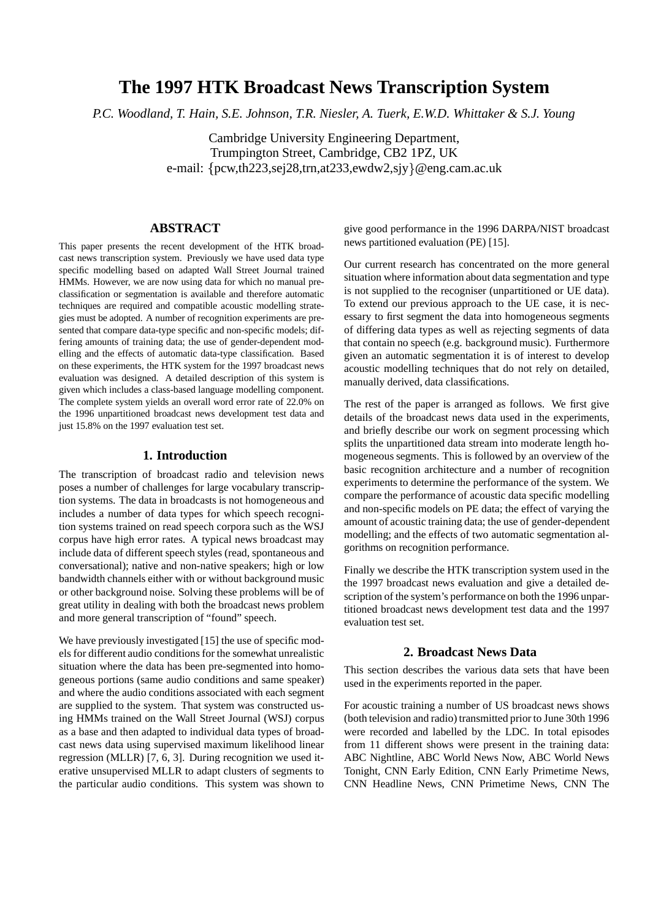# The 1997 HTK Broadcast News Transcription System

*P.C. Woodland, T. Hain, S.E. Johnson, T.R. Niesler, A. Tuerk, E.W.D. Whittaker & S.J. Young*

Cambridge University Engineering Department,
Trumpington Street, Cambridge, CB2 1PZ, UK
e-mail: {pcw,th223,sej28,trn,at233,ewdw2,sjy}@eng.cam.ac.uk

## ABSTRACT

This paper presents the recent development of the HTK broadcast news transcription system. Previously we have used data type specific modelling based on adapted Wall Street Journal trained HMMs. However, we are now using data for which no manual pre-classification or segmentation is available and therefore automatic techniques are required and compatible acoustic modelling strategies must be adopted. A number of recognition experiments are presented that compare data-type specific and non-specific models; differing amounts of training data; the use of gender-dependent modelling and the effects of automatic data-type classification. Based on these experiments, the HTK system for the 1997 broadcast news evaluation was designed. A detailed description of this system is given which includes a class-based language modelling component. The complete system yields an overall word error rate of 22.0% on the 1996 unpartitioned broadcast news development test data and just 15.8% on the 1997 evaluation test set.

## 1. Introduction

The transcription of broadcast radio and television news poses a number of challenges for large vocabulary transcription systems. The data in broadcasts is not homogeneous and includes a number of data types for which speech recognition systems trained on read speech corpora such as the WSJ corpus have high error rates. A typical news broadcast may include data of different speech styles (read, spontaneous and conversational); native and non-native speakers; high or low bandwidth channels either with or without background music or other background noise. Solving these problems will be of great utility in dealing with both the broadcast news problem and more general transcription of "found" speech.

We have previously investigated [15] the use of specific models for different audio conditions for the somewhat unrealistic situation where the data has been pre-segmented into homogeneous portions (same audio conditions and same speaker) and where the audio conditions associated with each segment are supplied to the system. That system was constructed using HMMs trained on the Wall Street Journal (WSJ) corpus as a base and then adapted to individual data types of broadcast news data using supervised maximum likelihood linear regression (MLLR) [7, 6, 3]. During recognition we used iterative unsupervised MLLR to adapt clusters of segments to the particular audio conditions. This system was shown to give good performance in the 1996 DARPA/NIST broadcast news partitioned evaluation (PE) [15].

Our current research has concentrated on the more general situation where information about data segmentation and type is not supplied to the recogniser (unpartitioned or UE data). To extend our previous approach to the UE case, it is necessary to first segment the data into homogeneous segments of differing data types as well as rejecting segments of data that contain no speech (e.g. background music). Furthermore given an automatic segmentation it is of interest to develop acoustic modelling techniques that do not rely on detailed, manually derived, data classifications.

The rest of the paper is arranged as follows. We first give details of the broadcast news data used in the experiments, and briefly describe our work on segment processing which splits the unpartitioned data stream into moderate length homogeneous segments. This is followed by an overview of the basic recognition architecture and a number of recognition experiments to determine the performance of the system. We compare the performance of acoustic data specific modelling and non-specific models on PE data; the effect of varying the amount of acoustic training data; the use of gender-dependent modelling; and the effects of two automatic segmentation algorithms on recognition performance.

Finally we describe the HTK transcription system used in the the 1997 broadcast news evaluation and give a detailed description of the system's performance on both the 1996 unpartitioned broadcast news development test data and the 1997 evaluation test set.

## 2. Broadcast News Data

This section describes the various data sets that have been used in the experiments reported in the paper.

For acoustic training a number of US broadcast news shows (both television and radio) transmitted prior to June 30th 1996 were recorded and labelled by the LDC. In total episodes from 11 different shows were present in the training data: ABC Nightline, ABC World News Now, ABC World News Tonight, CNN Early Edition, CNN Early Primetime News, CNN Headline News, CNN Primetime News, CNN The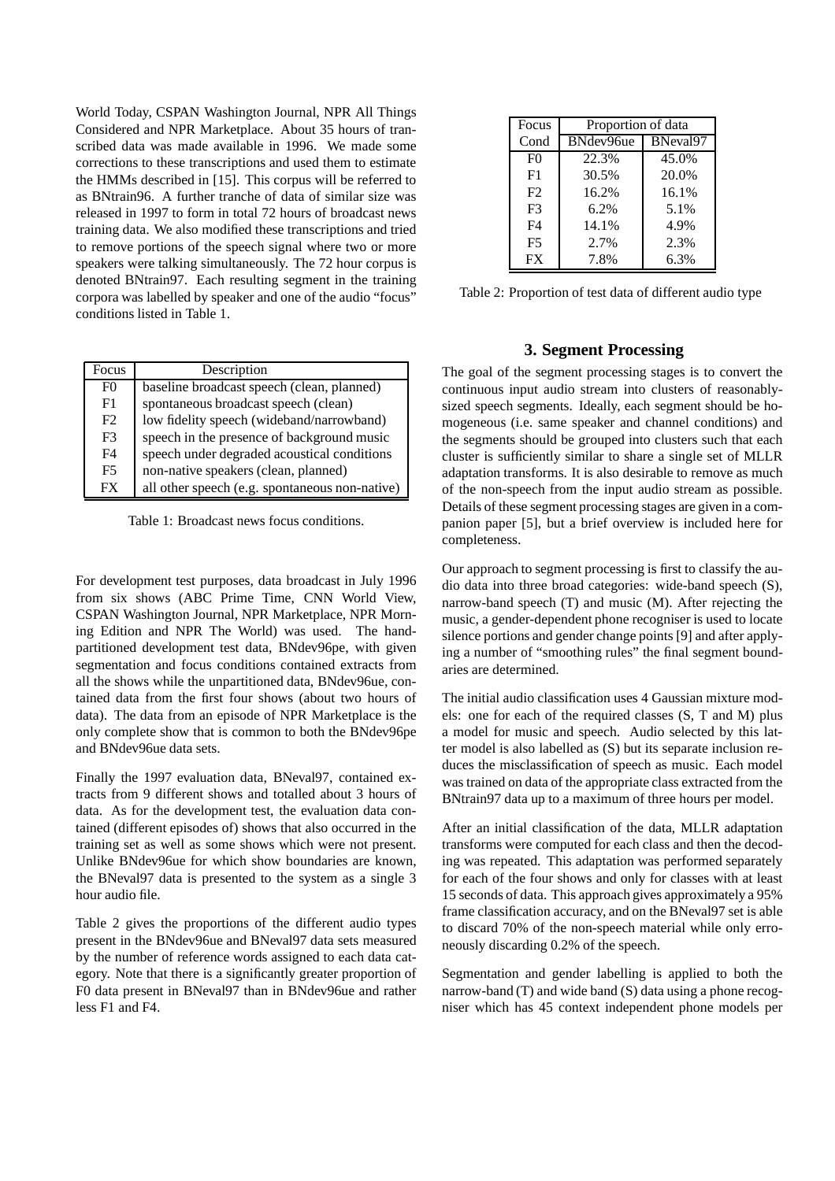World Today, CSPAN Washington Journal, NPR All Things Considered and NPR Marketplace. About 35 hours of transcribed data was made available in 1996. We made some corrections to these transcriptions and used them to estimate the HMMs described in [15]. This corpus will be referred to as BNtrain96. A further tranche of data of similar size was released in 1997 to form in total 72 hours of broadcast news training data. We also modified these transcriptions and tried to remove portions of the speech signal where two or more speakers were talking simultaneously. The 72 hour corpus is denoted BNtrain97. Each resulting segment in the training corpora was labelled by speaker and one of the audio "focus" conditions listed in Table 1.

| Focus | Description |
|---|---|
| F0 | baseline broadcast speech (clean, planned) |
| F1 | spontaneous broadcast speech (clean) |
| F2 | low fidelity speech (wideband/narrowband) |
| F3 | speech in the presence of background music |
| F4 | speech under degraded acoustical conditions |
| F5 | non-native speakers (clean, planned) |
| FX | all other speech (e.g. spontaneous non-native) |

Table 1: Broadcast news focus conditions.

For development test purposes, data broadcast in July 1996 from six shows (ABC Prime Time, CNN World View, CSPAN Washington Journal, NPR Marketplace, NPR Morning Edition and NPR The World) was used. The hand-partitioned development test data, BNdev96pe, with given segmentation and focus conditions contained extracts from all the shows while the unpartitioned data, BNdev96ue, contained data from the first four shows (about two hours of data). The data from an episode of NPR Marketplace is the only complete show that is common to both the BNdev96pe and BNdev96ue data sets.

Finally the 1997 evaluation data, BNeval97, contained extracts from 9 different shows and totalled about 3 hours of data. As for the development test, the evaluation data contained (different episodes of) shows that also occurred in the training set as well as some shows which were not present. Unlike BNdev96ue for which show boundaries are known, the BNeval97 data is presented to the system as a single 3 hour audio file.

Table 2 gives the proportions of the different audio types present in the BNdev96ue and BNeval97 data sets measured by the number of reference words assigned to each data category. Note that there is a significantly greater proportion of F0 data present in BNeval97 than in BNdev96ue and rather less F1 and F4.

| Focus | Proportion of data | |
|---|---|---|
| Cond | BNdev96ue | BNeval97 |
| F0 | 22.3% | 45.0% |
| F1 | 30.5% | 20.0% |
| F2 | 16.2% | 16.1% |
| F3 | 6.2% | 5.1% |
| F4 | 14.1% | 4.9% |
| F5 | 2.7% | 2.3% |
| FX | 7.8% | 6.3% |

Table 2: Proportion of test data of different audio type

## 3. Segment Processing

The goal of the segment processing stages is to convert the continuous input audio stream into clusters of reasonably-sized speech segments. Ideally, each segment should be homogeneous (i.e. same speaker and channel conditions) and the segments should be grouped into clusters such that each cluster is sufficiently similar to share a single set of MLLR adaptation transforms. It is also desirable to remove as much of the non-speech from the input audio stream as possible. Details of these segment processing stages are given in a companion paper [5], but a brief overview is included here for completeness.

Our approach to segment processing is first to classify the audio data into three broad categories: wide-band speech (S), narrow-band speech (T) and music (M). After rejecting the music, a gender-dependent phone recogniser is used to locate silence portions and gender change points [9] and after applying a number of "smoothing rules" the final segment boundaries are determined.

The initial audio classification uses 4 Gaussian mixture models: one for each of the required classes (S, T and M) plus a model for music and speech. Audio selected by this latter model is also labelled as (S) but its separate inclusion reduces the misclassification of speech as music. Each model was trained on data of the appropriate class extracted from the BNtrain97 data up to a maximum of three hours per model.

After an initial classification of the data, MLLR adaptation transforms were computed for each class and then the decoding was repeated. This adaptation was performed separately for each of the four shows and only for classes with at least 15 seconds of data. This approach gives approximately a 95% frame classification accuracy, and on the BNeval97 set is able to discard 70% of the non-speech material while only erroneously discarding 0.2% of the speech.

Segmentation and gender labelling is applied to both the narrow-band (T) and wide band (S) data using a phone recogniser which has 45 context independent phone models per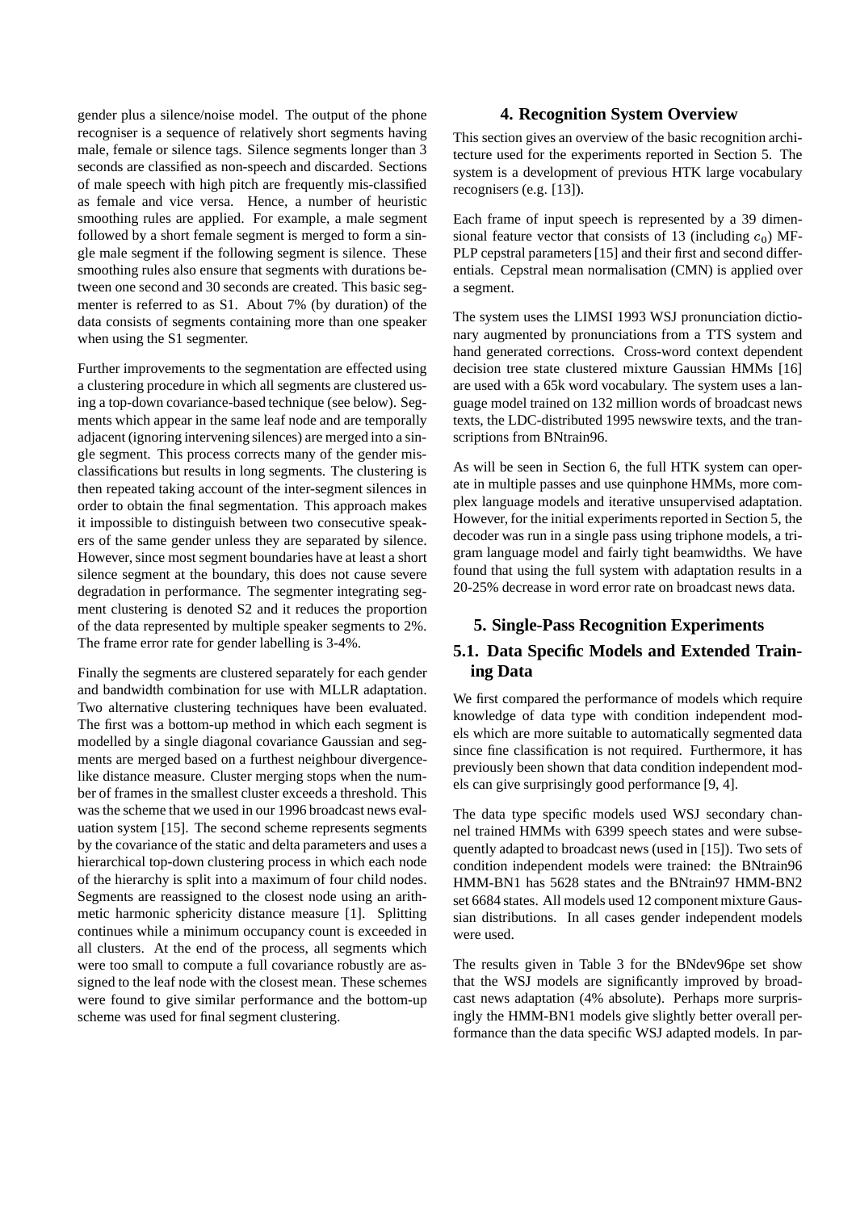gender plus a silence/noise model. The output of the phone recogniser is a sequence of relatively short segments having male, female or silence tags. Silence segments longer than 3 seconds are classified as non-speech and discarded. Sections of male speech with high pitch are frequently mis-classified as female and vice versa. Hence, a number of heuristic smoothing rules are applied. For example, a male segment followed by a short female segment is merged to form a single male segment if the following segment is silence. These smoothing rules also ensure that segments with durations between one second and 30 seconds are created. This basic segmenter is referred to as S1. About 7% (by duration) of the data consists of segments containing more than one speaker when using the S1 segmenter.

Further improvements to the segmentation are effected using a clustering procedure in which all segments are clustered using a top-down covariance-based technique (see below). Segments which appear in the same leaf node and are temporally adjacent (ignoring intervening silences) are merged into a single segment. This process corrects many of the gender misclassifications but results in long segments. The clustering is then repeated taking account of the inter-segment silences in order to obtain the final segmentation. This approach makes it impossible to distinguish between two consecutive speakers of the same gender unless they are separated by silence. However, since most segment boundaries have at least a short silence segment at the boundary, this does not cause severe degradation in performance. The segmenter integrating segment clustering is denoted S2 and it reduces the proportion of the data represented by multiple speaker segments to 2%. The frame error rate for gender labelling is 3-4%.

Finally the segments are clustered separately for each gender and bandwidth combination for use with MLLR adaptation. Two alternative clustering techniques have been evaluated. The first was a bottom-up method in which each segment is modelled by a single diagonal covariance Gaussian and segments are merged based on a furthest neighbour divergence-like distance measure. Cluster merging stops when the number of frames in the smallest cluster exceeds a threshold. This was the scheme that we used in our 1996 broadcast news evaluation system [15]. The second scheme represents segments by the covariance of the static and delta parameters and uses a hierarchical top-down clustering process in which each node of the hierarchy is split into a maximum of four child nodes. Segments are reassigned to the closest node using an arithmetic harmonic sphericity distance measure [1]. Splitting continues while a minimum occupancy count is exceeded in all clusters. At the end of the process, all segments which were too small to compute a full covariance robustly are assigned to the leaf node with the closest mean. These schemes were found to give similar performance and the bottom-up scheme was used for final segment clustering.

## 4. Recognition System Overview

This section gives an overview of the basic recognition architecture used for the experiments reported in Section 5. The system is a development of previous HTK large vocabulary recognisers (e.g. [13]).

Each frame of input speech is represented by a 39 dimensional feature vector that consists of 13 (including $c_0$) MF-PLP cepstral parameters [15] and their first and second differentials. Cepstral mean normalisation (CMN) is applied over a segment.

The system uses the LIMSI 1993 WSJ pronunciation dictionary augmented by pronunciations from a TTS system and hand generated corrections. Cross-word context dependent decision tree state clustered mixture Gaussian HMMs [16] are used with a 65k word vocabulary. The system uses a language model trained on 132 million words of broadcast news texts, the LDC-distributed 1995 newswire texts, and the transcriptions from BNtrain96.

As will be seen in Section 6, the full HTK system can operate in multiple passes and use quinphone HMMs, more complex language models and iterative unsupervised adaptation. However, for the initial experiments reported in Section 5, the decoder was run in a single pass using triphone models, a trigram language model and fairly tight beamwidths. We have found that using the full system with adaptation results in a 20-25% decrease in word error rate on broadcast news data.

## 5. Single-Pass Recognition Experiments

### 5.1. Data Specific Models and Extended Training Data

We first compared the performance of models which require knowledge of data type with condition independent models which are more suitable to automatically segmented data since fine classification is not required. Furthermore, it has previously been shown that data condition independent models can give surprisingly good performance [9, 4].

The data type specific models used WSJ secondary channel trained HMMs with 6399 speech states and were subsequently adapted to broadcast news (used in [15]). Two sets of condition independent models were trained: the BNtrain96 HMM-BN1 has 5628 states and the BNtrain97 HMM-BN2 set 6684 states. All models used 12 component mixture Gaussian distributions. In all cases gender independent models were used.

The results given in Table 3 for the BNdev96pe set show that the WSJ models are significantly improved by broadcast news adaptation (4% absolute). Perhaps more surprisingly the HMM-BN1 models give slightly better overall performance than the data specific WSJ adapted models. In par-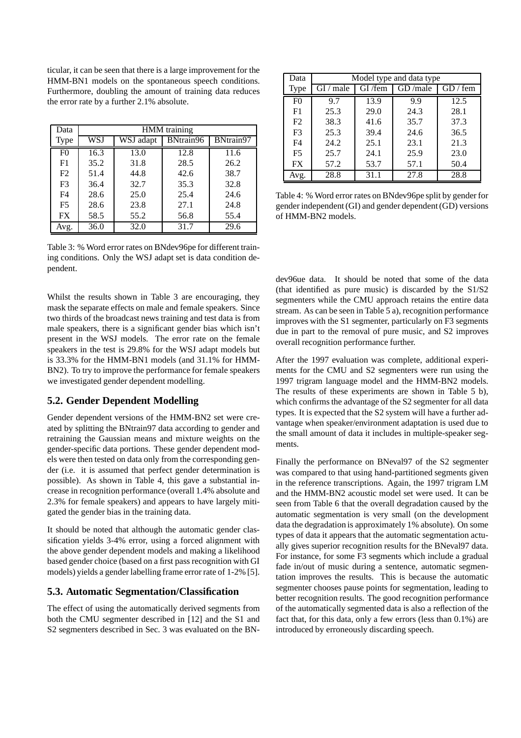ticular, it can be seen that there is a large improvement for the HMM-BN1 models on the spontaneous speech conditions. Furthermore, doubling the amount of training data reduces the error rate by a further 2.1% absolute.

| Data | HMM training | | | |
|---|---|---|---|---|
| Type | WSJ | WSJ adapt | BNtrain96 | BNtrain97 |
| F0 | 16.3 | 13.0 | 12.8 | 11.6 |
| F1 | 35.2 | 31.8 | 28.5 | 26.2 |
| F2 | 51.4 | 44.8 | 42.6 | 38.7 |
| F3 | 36.4 | 32.7 | 35.3 | 32.8 |
| F4 | 28.6 | 25.0 | 25.4 | 24.6 |
| F5 | 28.6 | 23.8 | 27.1 | 24.8 |
| FX | 58.5 | 55.2 | 56.8 | 55.4 |
| Avg. | 36.0 | 32.0 | 31.7 | 29.6 |

Table 3: % Word error rates on BNdev96pe for different training conditions. Only the WSJ adapt set is data condition dependent.

Whilst the results shown in Table 3 are encouraging, they mask the separate effects on male and female speakers. Since two thirds of the broadcast news training and test data is from male speakers, there is a significant gender bias which isn't present in the WSJ models. The error rate on the female speakers in the test is 29.8% for the WSJ adapt models but is 33.3% for the HMM-BN1 models (and 31.1% for HMM-BN2). To try to improve the performance for female speakers we investigated gender dependent modelling.

## 5.2. Gender Dependent Modelling

Gender dependent versions of the HMM-BN2 set were created by splitting the BNtrain97 data according to gender and retraining the Gaussian means and mixture weights on the gender-specific data portions. These gender dependent models were then tested on data only from the corresponding gender (i.e. it is assumed that perfect gender determination is possible). As shown in Table 4, this gave a substantial increase in recognition performance (overall 1.4% absolute and 2.3% for female speakers) and appears to have largely mitigated the gender bias in the training data.

It should be noted that although the automatic gender classification yields 3-4% error, using a forced alignment with the above gender dependent models and making a likelihood based gender choice (based on a first pass recognition with GI models) yields a gender labelling frame error rate of 1-2% [5].

## 5.3. Automatic Segmentation/Classification

The effect of using the automatically derived segments from both the CMU segmenter described in [12] and the S1 and S2 segmenters described in Sec. 3 was evaluated on the BN-dev96ue data. It should be noted that some of the data (that identified as pure music) is discarded by the S1/S2 segmenters while the CMU approach retains the entire data stream. As can be seen in Table 5 a), recognition performance improves with the S1 segmenter, particularly on F3 segments due in part to the removal of pure music, and S2 improves overall recognition performance further.

| Data | Model type and data type | | | |
|---|---|---|---|---|
| Type | GI / male | GI /fem | GD /male | GD / fem |
| F0 | 9.7 | 13.9 | 9.9 | 12.5 |
| F1 | 25.3 | 29.0 | 24.3 | 28.1 |
| F2 | 38.3 | 41.6 | 35.7 | 37.3 |
| F3 | 25.3 | 39.4 | 24.6 | 36.5 |
| F4 | 24.2 | 25.1 | 23.1 | 21.3 |
| F5 | 25.7 | 24.1 | 25.9 | 23.0 |
| FX | 57.2 | 53.7 | 57.1 | 50.4 |
| Avg. | 28.8 | 31.1 | 27.8 | 28.8 |

Table 4: % Word error rates on BNdev96pe split by gender for gender independent (GI) and gender dependent (GD) versions of HMM-BN2 models.

After the 1997 evaluation was complete, additional experiments for the CMU and S2 segmenters were run using the 1997 trigram language model and the HMM-BN2 models. The results of these experiments are shown in Table 5 b), which confirms the advantage of the S2 segmenter for all data types. It is expected that the S2 system will have a further advantage when speaker/environment adaptation is used due to the small amount of data it includes in multiple-speaker segments.

Finally the performance on BNeval97 of the S2 segmenter was compared to that using hand-partitioned segments given in the reference transcriptions. Again, the 1997 trigram LM and the HMM-BN2 acoustic model set were used. It can be seen from Table 6 that the overall degradation caused by the automatic segmentation is very small (on the development data the degradation is approximately 1% absolute). On some types of data it appears that the automatic segmentation actually gives superior recognition results for the BNeval97 data. For instance, for some F3 segments which include a gradual fade in/out of music during a sentence, automatic segmentation improves the results. This is because the automatic segmenter chooses pause points for segmentation, leading to better recognition results. The good recognition performance of the automatically segmented data is also a reflection of the fact that, for this data, only a few errors (less than 0.1%) are introduced by erroneously discarding speech.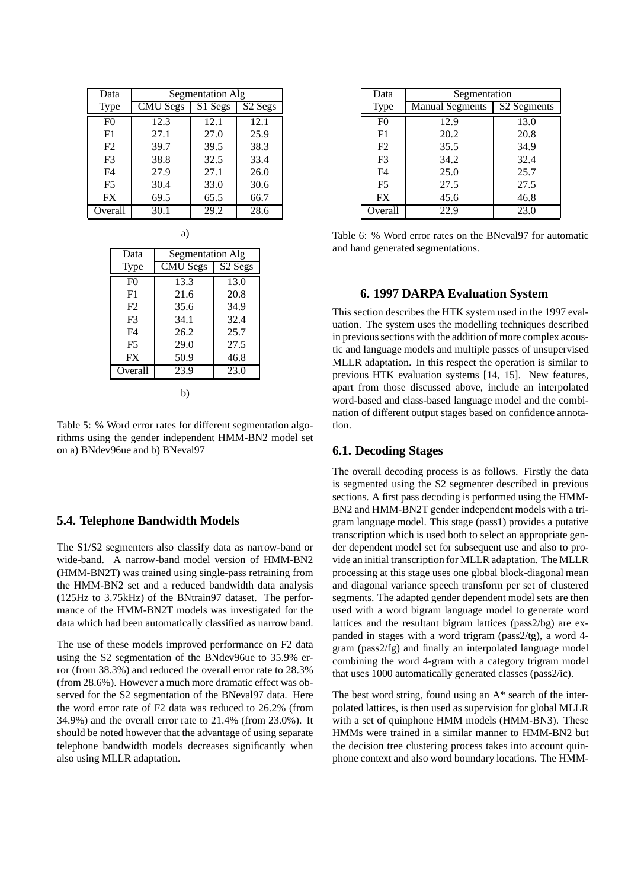| Data | Segmentation Alg | | |
|---|---|---|---|
| Type | CMU Segs | S1 Segs | S2 Segs |
| F0 | 12.3 | 12.1 | 12.1 |
| F1 | 27.1 | 27.0 | 25.9 |
| F2 | 39.7 | 39.5 | 38.3 |
| F3 | 38.8 | 32.5 | 33.4 |
| F4 | 27.9 | 27.1 | 26.0 |
| F5 | 30.4 | 33.0 | 30.6 |
| FX | 69.5 | 65.5 | 66.7 |
| Overall | 30.1 | 29.2 | 28.6 |

a)

| Data | Segmentation Alg | |
|---|---|---|
| Type | CMU Segs | S2 Segs |
| F0 | 13.3 | 13.0 |
| F1 | 21.6 | 20.8 |
| F2 | 35.6 | 34.9 |
| F3 | 34.1 | 32.4 |
| F4 | 26.2 | 25.7 |
| F5 | 29.0 | 27.5 |
| FX | 50.9 | 46.8 |
| Overall | 23.9 | 23.0 |

b)

Table 5: % Word error rates for different segmentation algorithms using the gender independent HMM-BN2 model set on a) BNdev96ue and b) BNeval97

## 5.4. Telephone Bandwidth Models

The S1/S2 segmenters also classify data as narrow-band or wide-band. A narrow-band model version of HMM-BN2 (HMM-BN2T) was trained using single-pass retraining from the HMM-BN2 set and a reduced bandwidth data analysis (125Hz to 3.75kHz) of the BNtrain97 dataset. The performance of the HMM-BN2T models was investigated for the data which had been automatically classified as narrow band.

The use of these models improved performance on F2 data using the S2 segmentation of the BNdev96ue to 35.9% error (from 38.3%) and reduced the overall error rate to 28.3% (from 28.6%). However a much more dramatic effect was observed for the S2 segmentation of the BNeval97 data. Here the word error rate of F2 data was reduced to 26.2% (from 34.9%) and the overall error rate to 21.4% (from 23.0%). It should be noted however that the advantage of using separate telephone bandwidth models decreases significantly when also using MLLR adaptation.

| Data | Segmentation | |
|---|---|---|
| Type | Manual Segments | S2 Segments |
| F0 | 12.9 | 13.0 |
| F1 | 20.2 | 20.8 |
| F2 | 35.5 | 34.9 |
| F3 | 34.2 | 32.4 |
| F4 | 25.0 | 25.7 |
| F5 | 27.5 | 27.5 |
| FX | 45.6 | 46.8 |
| Overall | 22.9 | 23.0 |

Table 6: % Word error rates on the BNeval97 for automatic and hand generated segmentations.

## 6. 1997 DARPA Evaluation System

This section describes the HTK system used in the 1997 evaluation. The system uses the modelling techniques described in previous sections with the addition of more complex acoustic and language models and multiple passes of unsupervised MLLR adaptation. In this respect the operation is similar to previous HTK evaluation systems [14, 15]. New features, apart from those discussed above, include an interpolated word-based and class-based language model and the combination of different output stages based on confidence annotation.

## 6.1. Decoding Stages

The overall decoding process is as follows. Firstly the data is segmented using the S2 segmenter described in previous sections. A first pass decoding is performed using the HMM-BN2 and HMM-BN2T gender independent models with a trigram language model. This stage (pass1) provides a putative transcription which is used both to select an appropriate gender dependent model set for subsequent use and also to provide an initial transcription for MLLR adaptation. The MLLR processing at this stage uses one global block-diagonal mean and diagonal variance speech transform per set of clustered segments. The adapted gender dependent model sets are then used with a word bigram language model to generate word lattices and the resultant bigram lattices (pass2/bg) are expanded in stages with a word trigram (pass2/tg), a word 4-gram (pass2/fg) and finally an interpolated language model combining the word 4-gram with a category trigram model that uses 1000 automatically generated classes (pass2/ic).

The best word string, found using an A* search of the interpolated lattices, is then used as supervision for global MLLR with a set of quinphone HMM models (HMM-BN3). These HMMs were trained in a similar manner to HMM-BN2 but the decision tree clustering process takes into account quinphone context and also word boundary locations. The HMM-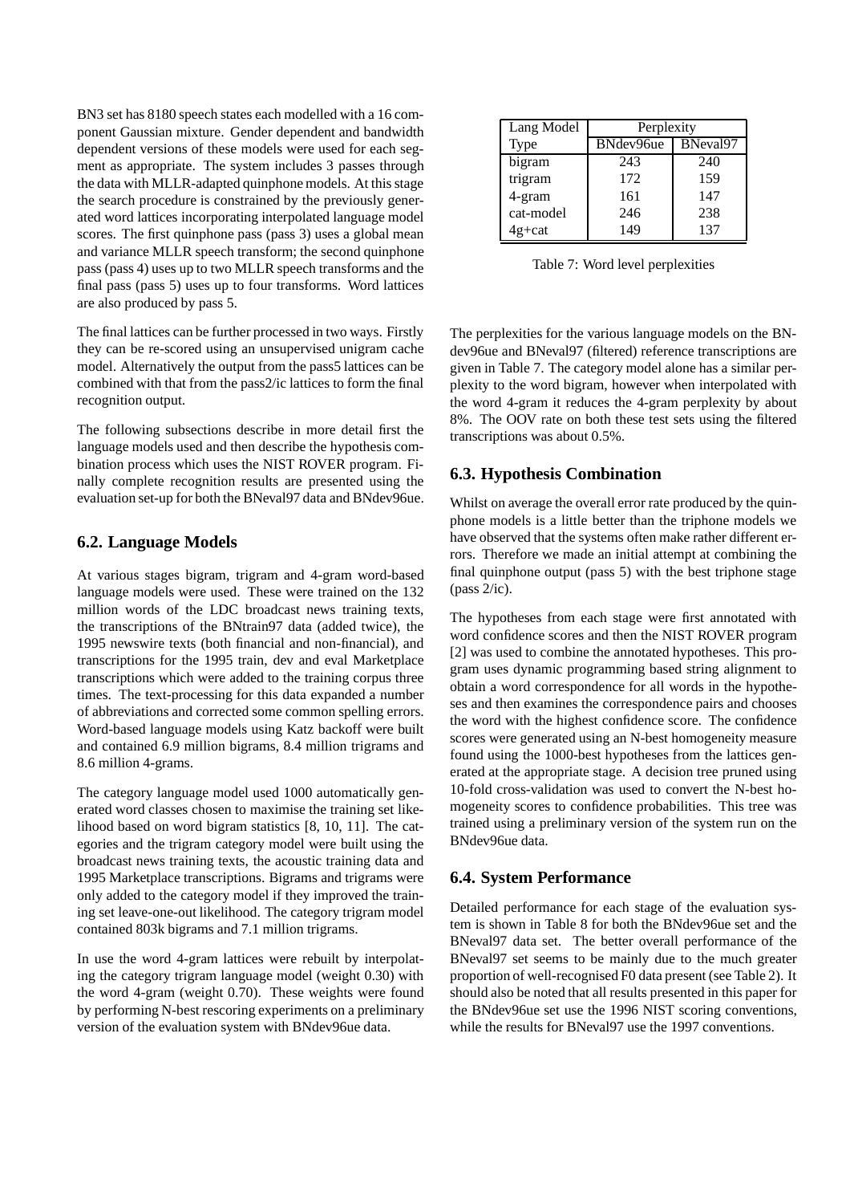BN3 set has 8180 speech states each modelled with a 16 component Gaussian mixture. Gender dependent and bandwidth dependent versions of these models were used for each segment as appropriate. The system includes 3 passes through the data with MLLR-adapted quinphone models. At this stage the search procedure is constrained by the previously generated word lattices incorporating interpolated language model scores. The first quinphone pass (pass 3) uses a global mean and variance MLLR speech transform; the second quinphone pass (pass 4) uses up to two MLLR speech transforms and the final pass (pass 5) uses up to four transforms. Word lattices are also produced by pass 5.

The final lattices can be further processed in two ways. Firstly they can be re-scored using an unsupervised unigram cache model. Alternatively the output from the pass5 lattices can be combined with that from the pass2/ic lattices to form the final recognition output.

The following subsections describe in more detail first the language models used and then describe the hypothesis combination process which uses the NIST ROVER program. Finally complete recognition results are presented using the evaluation set-up for both the BNeval97 data and BNdev96ue.

## 6.2. Language Models

At various stages bigram, trigram and 4-gram word-based language models were used. These were trained on the 132 million words of the LDC broadcast news training texts, the transcriptions of the BNtrain97 data (added twice), the 1995 newswire texts (both financial and non-financial), and transcriptions for the 1995 train, dev and eval Marketplace transcriptions which were added to the training corpus three times. The text-processing for this data expanded a number of abbreviations and corrected some common spelling errors. Word-based language models using Katz backoff were built and contained 6.9 million bigrams, 8.4 million trigrams and 8.6 million 4-grams.

The category language model used 1000 automatically generated word classes chosen to maximise the training set likelihood based on word bigram statistics [8, 10, 11]. The categories and the trigram category model were built using the broadcast news training texts, the acoustic training data and 1995 Marketplace transcriptions. Bigrams and trigrams were only added to the category model if they improved the training set leave-one-out likelihood. The category trigram model contained 803k bigrams and 7.1 million trigrams.

In use the word 4-gram lattices were rebuilt by interpolating the category trigram language model (weight 0.30) with the word 4-gram (weight 0.70). These weights were found by performing N-best rescoring experiments on a preliminary version of the evaluation system with BNdev96ue data.

| Lang Model | Perplexity | |
|---|---|---|
| Type | BNdev96ue | BNeval97 |
| bigram | 243 | 240 |
| trigram | 172 | 159 |
| 4-gram | 161 | 147 |
| cat-model | 246 | 238 |
| 4g+cat | 149 | 137 |

Table 7: Word level perplexities

The perplexities for the various language models on the BNdev96ue and BNeval97 (filtered) reference transcriptions are given in Table 7. The category model alone has a similar perplexity to the word bigram, however when interpolated with the word 4-gram it reduces the 4-gram perplexity by about 8%. The OOV rate on both these test sets using the filtered transcriptions was about 0.5%.

## 6.3. Hypothesis Combination

Whilst on average the overall error rate produced by the quinphone models is a little better than the triphone models we have observed that the systems often make rather different errors. Therefore we made an initial attempt at combining the final quinphone output (pass 5) with the best triphone stage (pass 2/ic).

The hypotheses from each stage were first annotated with word confidence scores and then the NIST ROVER program [2] was used to combine the annotated hypotheses. This program uses dynamic programming based string alignment to obtain a word correspondence for all words in the hypotheses and then examines the correspondence pairs and chooses the word with the highest confidence score. The confidence scores were generated using an N-best homogeneity measure found using the 1000-best hypotheses from the lattices generated at the appropriate stage. A decision tree pruned using 10-fold cross-validation was used to convert the N-best homogeneity scores to confidence probabilities. This tree was trained using a preliminary version of the system run on the BNdev96ue data.

## 6.4. System Performance

Detailed performance for each stage of the evaluation system is shown in Table 8 for both the BNdev96ue set and the BNeval97 data set. The better overall performance of the BNeval97 set seems to be mainly due to the much greater proportion of well-recognised F0 data present (see Table 2). It should also be noted that all results presented in this paper for the BNdev96ue set use the 1996 NIST scoring conventions, while the results for BNeval97 use the 1997 conventions.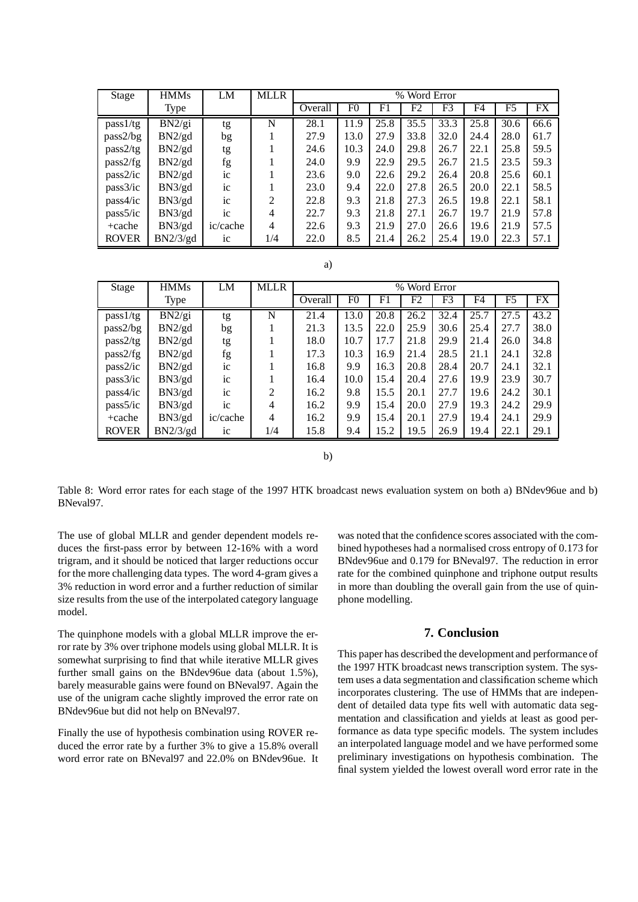| Stage | HMMs Type | LM | MLLR | % Word Error | | | | | | | |
|---|---|---|---|---|---|---|---|---|---|---|---|
| | | | | Overall | F0 | F1 | F2 | F3 | F4 | F5 | FX |
| pass1/tg | BN2/gi | tg | N | 28.1 | 11.9 | 25.8 | 35.5 | 33.3 | 25.8 | 30.6 | 66.6 |
| pass2/bg | BN2/gd | bg | 1 | 27.9 | 13.0 | 27.9 | 33.8 | 32.0 | 24.4 | 28.0 | 61.7 |
| pass2/tg | BN2/gd | tg | 1 | 24.6 | 10.3 | 24.0 | 29.8 | 26.7 | 22.1 | 25.8 | 59.5 |
| pass2/fg | BN2/gd | fg | 1 | 24.0 | 9.9 | 22.9 | 29.5 | 26.7 | 21.5 | 23.5 | 59.3 |
| pass2/ic | BN2/gd | ic | 1 | 23.6 | 9.0 | 22.6 | 29.2 | 26.4 | 20.8 | 25.6 | 60.1 |
| pass3/ic | BN3/gd | ic | 1 | 23.0 | 9.4 | 22.0 | 27.8 | 26.5 | 20.0 | 22.1 | 58.5 |
| pass4/ic | BN3/gd | ic | 2 | 22.8 | 9.3 | 21.8 | 27.3 | 26.5 | 19.8 | 22.1 | 58.1 |
| pass5/ic | BN3/gd | ic | 4 | 22.7 | 9.3 | 21.8 | 27.1 | 26.7 | 19.7 | 21.9 | 57.8 |
| +cache | BN3/gd | ic/cache | 4 | 22.6 | 9.3 | 21.9 | 27.0 | 26.6 | 19.6 | 21.9 | 57.5 |
| ROVER | BN2/3/gd | ic | 1/4 | 22.0 | 8.5 | 21.4 | 26.2 | 25.4 | 19.0 | 22.3 | 57.1 |

a)

| Stage | HMMs Type | LM | MLLR | % Word Error | | | | | | | |
|---|---|---|---|---|---|---|---|---|---|---|---|
| | | | | Overall | F0 | F1 | F2 | F3 | F4 | F5 | FX |
| pass1/tg | BN2/gi | tg | N | 21.4 | 13.0 | 20.8 | 26.2 | 32.4 | 25.7 | 27.5 | 43.2 |
| pass2/bg | BN2/gd | bg | 1 | 21.3 | 13.5 | 22.0 | 25.9 | 30.6 | 25.4 | 27.7 | 38.0 |
| pass2/tg | BN2/gd | tg | 1 | 18.0 | 10.7 | 17.7 | 21.8 | 29.9 | 21.4 | 26.0 | 34.8 |
| pass2/fg | BN2/gd | fg | 1 | 17.3 | 10.3 | 16.9 | 21.4 | 28.5 | 21.1 | 24.1 | 32.8 |
| pass2/ic | BN2/gd | ic | 1 | 16.8 | 9.9 | 16.3 | 20.8 | 28.4 | 20.7 | 24.1 | 32.1 |
| pass3/ic | BN3/gd | ic | 1 | 16.4 | 10.0 | 15.4 | 20.4 | 27.6 | 19.9 | 23.9 | 30.7 |
| pass4/ic | BN3/gd | ic | 2 | 16.2 | 9.8 | 15.5 | 20.1 | 27.7 | 19.6 | 24.2 | 30.1 |
| pass5/ic | BN3/gd | ic | 4 | 16.2 | 9.9 | 15.4 | 20.0 | 27.9 | 19.3 | 24.2 | 29.9 |
| +cache | BN3/gd | ic/cache | 4 | 16.2 | 9.9 | 15.4 | 20.1 | 27.9 | 19.4 | 24.1 | 29.9 |
| ROVER | BN2/3/gd | ic | 1/4 | 15.8 | 9.4 | 15.2 | 19.5 | 26.9 | 19.4 | 22.1 | 29.1 |

b)

Table 8: Word error rates for each stage of the 1997 HTK broadcast news evaluation system on both a) BNdev96ue and b) BNeval97.

The use of global MLLR and gender dependent models reduces the first-pass error by between 12-16% with a word trigram, and it should be noticed that larger reductions occur for the more challenging data types. The word 4-gram gives a 3% reduction in word error and a further reduction of similar size results from the use of the interpolated category language model.

The quinphone models with a global MLLR improve the error rate by 3% over triphone models using global MLLR. It is somewhat surprising to find that while iterative MLLR gives further small gains on the BNdev96ue data (about 1.5%), barely measurable gains were found on BNeval97. Again the use of the unigram cache slightly improved the error rate on BNdev96ue but did not help on BNeval97.

Finally the use of hypothesis combination using ROVER reduced the error rate by a further 3% to give a 15.8% overall word error rate on BNeval97 and 22.0% on BNdev96ue. It was noted that the confidence scores associated with the combined hypotheses had a normalised cross entropy of 0.173 for BNdev96ue and 0.179 for BNeval97. The reduction in error rate for the combined quinphone and triphone output results in more than doubling the overall gain from the use of quinphone modelling.

## 7. Conclusion

This paper has described the development and performance of the 1997 HTK broadcast news transcription system. The system uses a data segmentation and classification scheme which incorporates clustering. The use of HMMs that are independent of detailed data type fits well with automatic data segmentation and classification and yields at least as good performance as data type specific models. The system includes an interpolated language model and we have performed some preliminary investigations on hypothesis combination. The final system yielded the lowest overall word error rate in the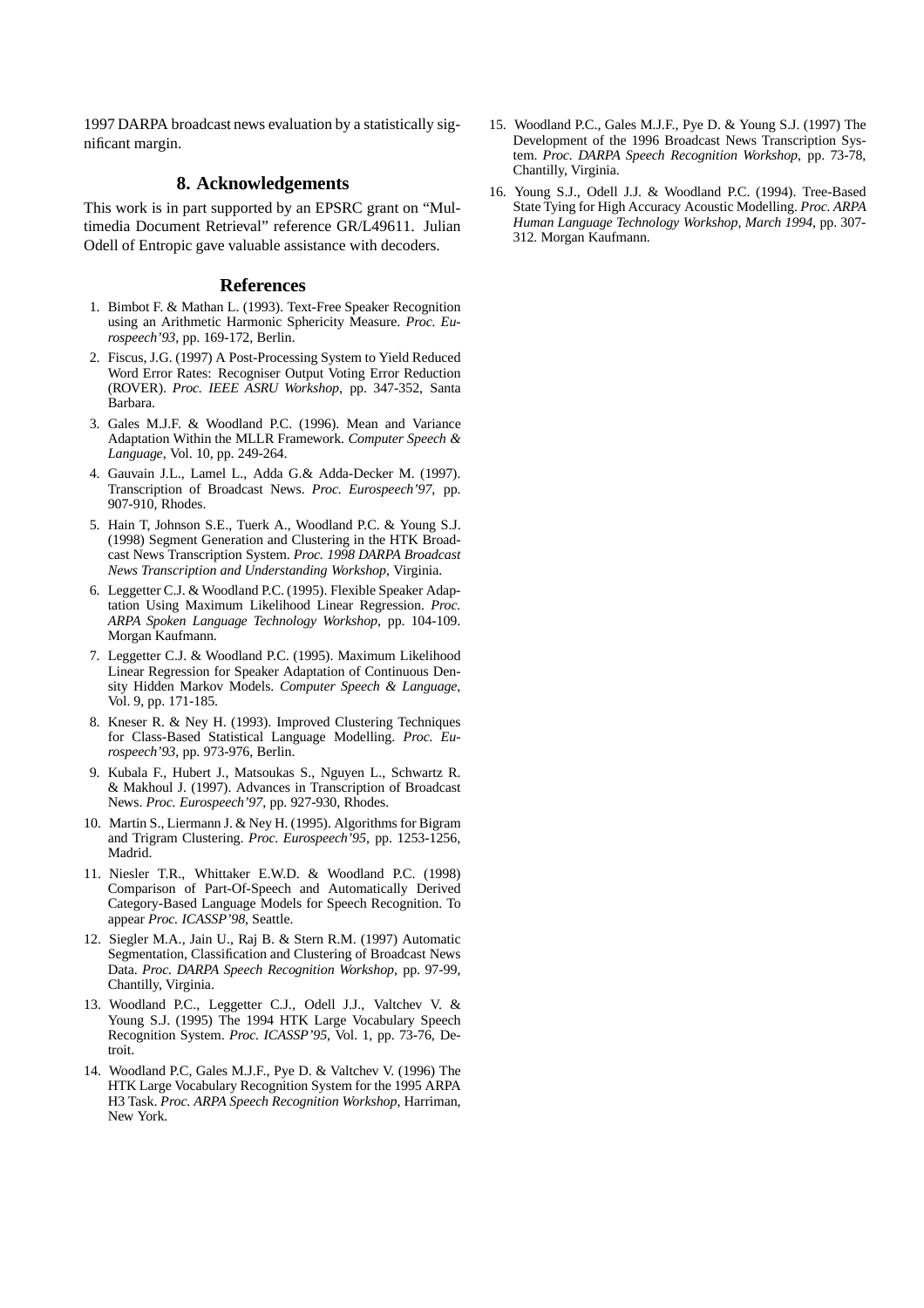1997 DARPA broadcast news evaluation by a statistically significant margin.

## 8. Acknowledgements

This work is in part supported by an EPSRC grant on "Multimedia Document Retrieval" reference GR/L49611. Julian Odell of Entropic gave valuable assistance with decoders.

## References

1. Bimbot F. & Mathan L. (1993). Text-Free Speaker Recognition using an Arithmetic Harmonic Sphericity Measure. *Proc. Eurospeech'93*, pp. 169-172, Berlin.
2. Fiscus, J.G. (1997) A Post-Processing System to Yield Reduced Word Error Rates: Recogniser Output Voting Error Reduction (ROVER). *Proc. IEEE ASRU Workshop*, pp. 347-352, Santa Barbara.
3. Gales M.J.F. & Woodland P.C. (1996). Mean and Variance Adaptation Within the MLLR Framework. *Computer Speech & Language*, Vol. 10, pp. 249-264.
4. Gauvain J.L., Lamel L., Adda G.& Adda-Decker M. (1997). Transcription of Broadcast News. *Proc. Eurospeech'97*, pp. 907-910, Rhodes.
5. Hain T, Johnson S.E., Tuerk A., Woodland P.C. & Young S.J. (1998) Segment Generation and Clustering in the HTK Broadcast News Transcription System. *Proc. 1998 DARPA Broadcast News Transcription and Understanding Workshop*, Virginia.
6. Leggetter C.J. & Woodland P.C. (1995). Flexible Speaker Adaptation Using Maximum Likelihood Linear Regression. *Proc. ARPA Spoken Language Technology Workshop*, pp. 104-109. Morgan Kaufmann.
7. Leggetter C.J. & Woodland P.C. (1995). Maximum Likelihood Linear Regression for Speaker Adaptation of Continuous Density Hidden Markov Models. *Computer Speech & Language*, Vol. 9, pp. 171-185.
8. Kneser R. & Ney H. (1993). Improved Clustering Techniques for Class-Based Statistical Language Modelling. *Proc. Eurospeech'93*, pp. 973-976, Berlin.
9. Kubala F., Hubert J., Matsoukas S., Nguyen L., Schwartz R. & Makhoul J. (1997). Advances in Transcription of Broadcast News. *Proc. Eurospeech'97*, pp. 927-930, Rhodes.
10. Martin S., Liermann J. & Ney H. (1995). Algorithms for Bigram and Trigram Clustering. *Proc. Eurospeech'95*, pp. 1253-1256, Madrid.
11. Niesler T.R., Whittaker E.W.D. & Woodland P.C. (1998) Comparison of Part-Of-Speech and Automatically Derived Category-Based Language Models for Speech Recognition. To appear *Proc. ICASSP'98*, Seattle.
12. Siegler M.A., Jain U., Raj B. & Stern R.M. (1997) Automatic Segmentation, Classification and Clustering of Broadcast News Data. *Proc. DARPA Speech Recognition Workshop*, pp. 97-99, Chantilly, Virginia.
13. Woodland P.C., Leggetter C.J., Odell J.J., Valtchev V. & Young S.J. (1995) The 1994 HTK Large Vocabulary Speech Recognition System. *Proc. ICASSP'95*, Vol. 1, pp. 73-76, Detroit.
14. Woodland P.C, Gales M.J.F., Pye D. & Valtchev V. (1996) The HTK Large Vocabulary Recognition System for the 1995 ARPA H3 Task. *Proc. ARPA Speech Recognition Workshop*, Harriman, New York.
15. Woodland P.C., Gales M.J.F., Pye D. & Young S.J. (1997) The Development of the 1996 Broadcast News Transcription System. *Proc. DARPA Speech Recognition Workshop*, pp. 73-78, Chantilly, Virginia.
16. Young S.J., Odell J.J. & Woodland P.C. (1994). Tree-Based State Tying for High Accuracy Acoustic Modelling. *Proc. ARPA Human Language Technology Workshop, March 1994*, pp. 307-312. Morgan Kaufmann.